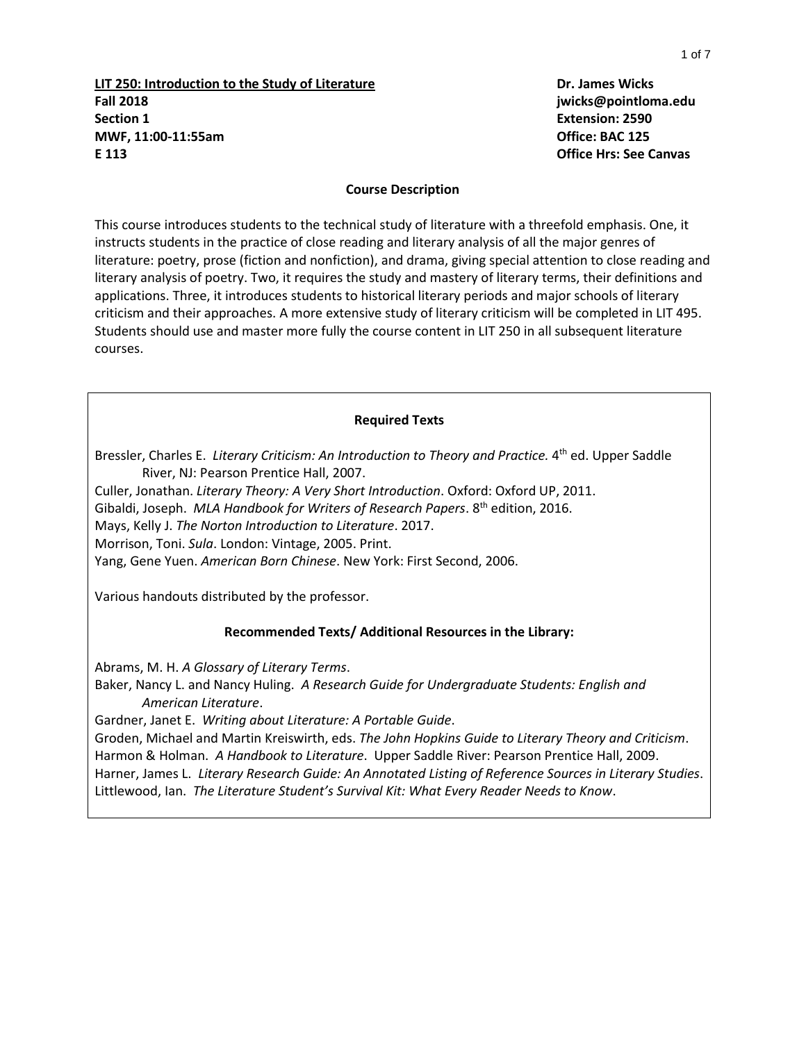**LIT 250: Introduction to the Study of Literature**
**Fall 2018**
**Section 1**
**MWF, 11:00-11:55am**
**E 113**

**Dr. James Wicks**
**jwicks@pointloma.edu**
**Extension: 2590**
**Office: BAC 125**
**Office Hrs: See Canvas**

## Course Description

This course introduces students to the technical study of literature with a threefold emphasis. One, it instructs students in the practice of close reading and literary analysis of all the major genres of literature: poetry, prose (fiction and nonfiction), and drama, giving special attention to close reading and literary analysis of poetry. Two, it requires the study and mastery of literary terms, their definitions and applications. Three, it introduces students to historical literary periods and major schools of literary criticism and their approaches. A more extensive study of literary criticism will be completed in LIT 495. Students should use and master more fully the course content in LIT 250 in all subsequent literature courses.

### Required Texts

Bressler, Charles E. *Literary Criticism: An Introduction to Theory and Practice.* 4th ed. Upper Saddle River, NJ: Pearson Prentice Hall, 2007.
Culler, Jonathan. *Literary Theory: A Very Short Introduction*. Oxford: Oxford UP, 2011.
Gibaldi, Joseph. *MLA Handbook for Writers of Research Papers*. 8th edition, 2016.
Mays, Kelly J. *The Norton Introduction to Literature*. 2017.
Morrison, Toni. *Sula*. London: Vintage, 2005. Print.
Yang, Gene Yuen. *American Born Chinese*. New York: First Second, 2006.

Various handouts distributed by the professor.

### Recommended Texts/ Additional Resources in the Library:

Abrams, M. H. *A Glossary of Literary Terms*.
Baker, Nancy L. and Nancy Huling. *A Research Guide for Undergraduate Students: English and American Literature*.
Gardner, Janet E. *Writing about Literature: A Portable Guide*.
Groden, Michael and Martin Kreiswirth, eds. *The John Hopkins Guide to Literary Theory and Criticism*.
Harmon & Holman. *A Handbook to Literature*. Upper Saddle River: Pearson Prentice Hall, 2009.
Harner, James L. *Literary Research Guide: An Annotated Listing of Reference Sources in Literary Studies*.
Littlewood, Ian. *The Literature Student's Survival Kit: What Every Reader Needs to Know*.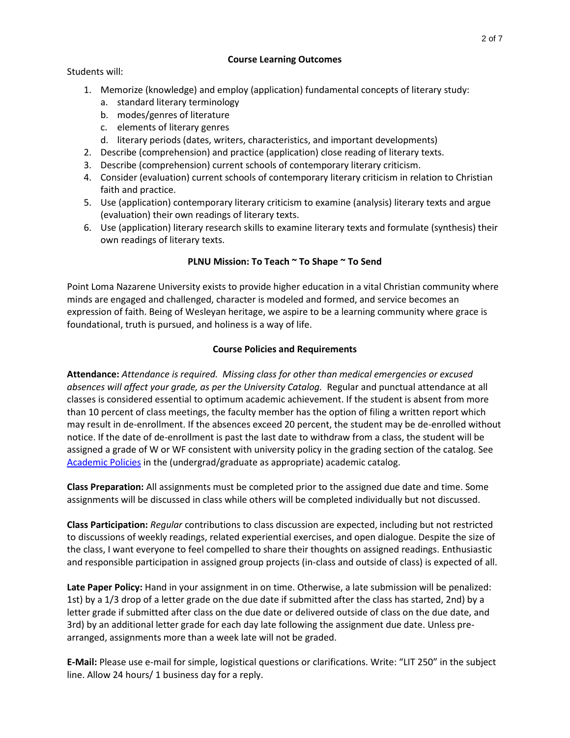## Course Learning Outcomes

Students will:

1. Memorize (knowledge) and employ (application) fundamental concepts of literary study:
   a. standard literary terminology
   b. modes/genres of literature
   c. elements of literary genres
   d. literary periods (dates, writers, characteristics, and important developments)
2. Describe (comprehension) and practice (application) close reading of literary texts.
3. Describe (comprehension) current schools of contemporary literary criticism.
4. Consider (evaluation) current schools of contemporary literary criticism in relation to Christian faith and practice.
5. Use (application) contemporary literary criticism to examine (analysis) literary texts and argue (evaluation) their own readings of literary texts.
6. Use (application) literary research skills to examine literary texts and formulate (synthesis) their own readings of literary texts.

## PLNU Mission: To Teach ~ To Shape ~ To Send

Point Loma Nazarene University exists to provide higher education in a vital Christian community where minds are engaged and challenged, character is modeled and formed, and service becomes an expression of faith. Being of Wesleyan heritage, we aspire to be a learning community where grace is foundational, truth is pursued, and holiness is a way of life.

## Course Policies and Requirements

**Attendance:** *Attendance is required. Missing class for other than medical emergencies or excused absences will affect your grade, as per the University Catalog.* Regular and punctual attendance at all classes is considered essential to optimum academic achievement. If the student is absent from more than 10 percent of class meetings, the faculty member has the option of filing a written report which may result in de-enrollment. If the absences exceed 20 percent, the student may be de-enrolled without notice. If the date of de-enrollment is past the last date to withdraw from a class, the student will be assigned a grade of W or WF consistent with university policy in the grading section of the catalog. See Academic Policies in the (undergrad/graduate as appropriate) academic catalog.

**Class Preparation:** All assignments must be completed prior to the assigned due date and time. Some assignments will be discussed in class while others will be completed individually but not discussed.

**Class Participation:** *Regular* contributions to class discussion are expected, including but not restricted to discussions of weekly readings, related experiential exercises, and open dialogue. Despite the size of the class, I want everyone to feel compelled to share their thoughts on assigned readings. Enthusiastic and responsible participation in assigned group projects (in-class and outside of class) is expected of all.

**Late Paper Policy:** Hand in your assignment in on time. Otherwise, a late submission will be penalized: 1st) by a 1/3 drop of a letter grade on the due date if submitted after the class has started, 2nd) by a letter grade if submitted after class on the due date or delivered outside of class on the due date, and 3rd) by an additional letter grade for each day late following the assignment due date. Unless pre-arranged, assignments more than a week late will not be graded.

**E-Mail:** Please use e-mail for simple, logistical questions or clarifications. Write: "LIT 250" in the subject line. Allow 24 hours/ 1 business day for a reply.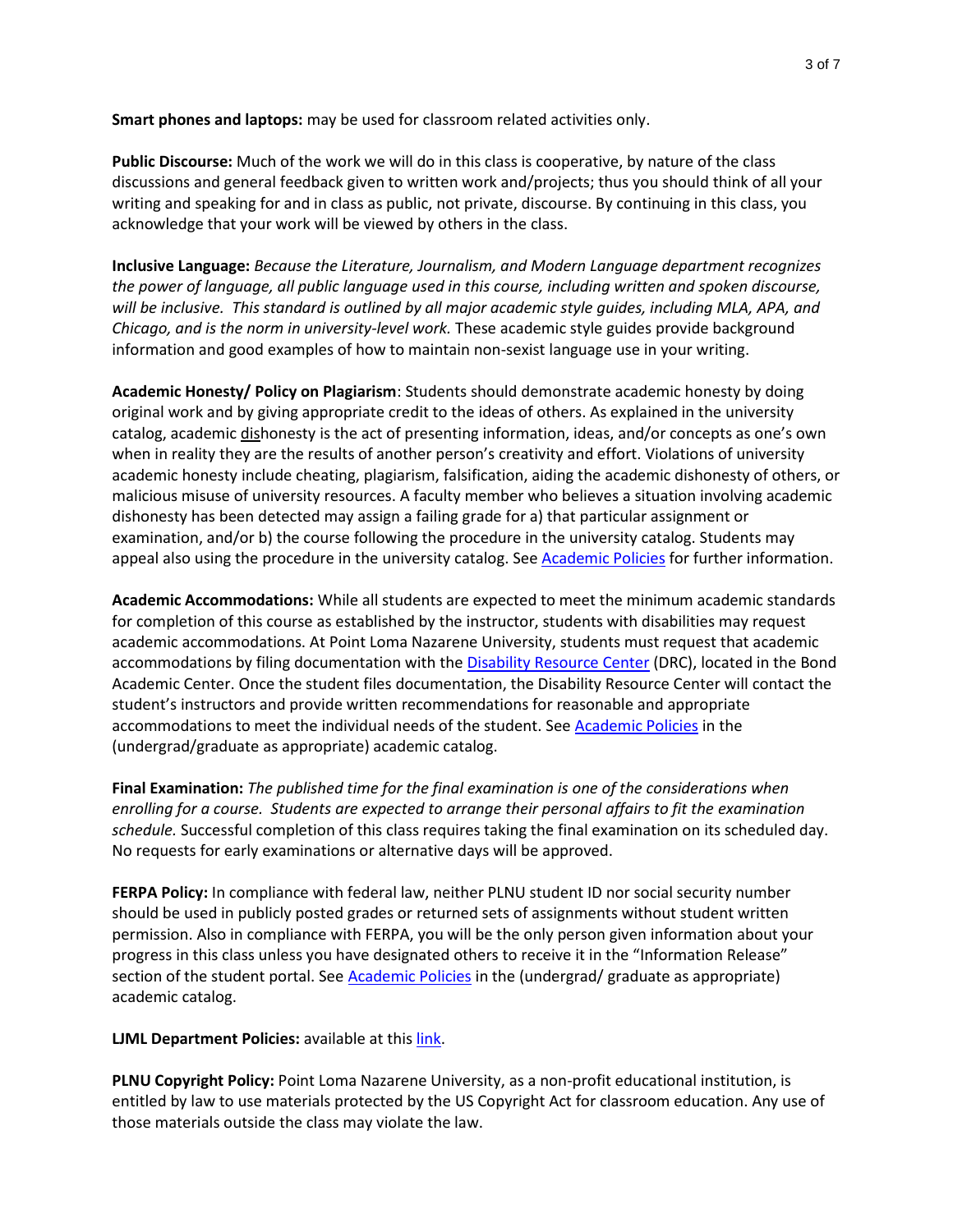**Smart phones and laptops:** may be used for classroom related activities only.

**Public Discourse:** Much of the work we will do in this class is cooperative, by nature of the class discussions and general feedback given to written work and/projects; thus you should think of all your writing and speaking for and in class as public, not private, discourse. By continuing in this class, you acknowledge that your work will be viewed by others in the class.

**Inclusive Language:** *Because the Literature, Journalism, and Modern Language department recognizes the power of language, all public language used in this course, including written and spoken discourse, will be inclusive. This standard is outlined by all major academic style guides, including MLA, APA, and Chicago, and is the norm in university-level work.* These academic style guides provide background information and good examples of how to maintain non-sexist language use in your writing.

**Academic Honesty/ Policy on Plagiarism**: Students should demonstrate academic honesty by doing original work and by giving appropriate credit to the ideas of others. As explained in the university catalog, academic <u>dis</u>honesty is the act of presenting information, ideas, and/or concepts as one's own when in reality they are the results of another person's creativity and effort. Violations of university academic honesty include cheating, plagiarism, falsification, aiding the academic dishonesty of others, or malicious misuse of university resources. A faculty member who believes a situation involving academic dishonesty has been detected may assign a failing grade for a) that particular assignment or examination, and/or b) the course following the procedure in the university catalog. Students may appeal also using the procedure in the university catalog. See Academic Policies for further information.

**Academic Accommodations:** While all students are expected to meet the minimum academic standards for completion of this course as established by the instructor, students with disabilities may request academic accommodations. At Point Loma Nazarene University, students must request that academic accommodations by filing documentation with the Disability Resource Center (DRC), located in the Bond Academic Center. Once the student files documentation, the Disability Resource Center will contact the student's instructors and provide written recommendations for reasonable and appropriate accommodations to meet the individual needs of the student. See Academic Policies in the (undergrad/graduate as appropriate) academic catalog.

**Final Examination:** *The published time for the final examination is one of the considerations when enrolling for a course. Students are expected to arrange their personal affairs to fit the examination schedule.* Successful completion of this class requires taking the final examination on its scheduled day. No requests for early examinations or alternative days will be approved.

**FERPA Policy:** In compliance with federal law, neither PLNU student ID nor social security number should be used in publicly posted grades or returned sets of assignments without student written permission. Also in compliance with FERPA, you will be the only person given information about your progress in this class unless you have designated others to receive it in the "Information Release" section of the student portal. See Academic Policies in the (undergrad/ graduate as appropriate) academic catalog.

**LJML Department Policies:** available at this link.

**PLNU Copyright Policy:** Point Loma Nazarene University, as a non-profit educational institution, is entitled by law to use materials protected by the US Copyright Act for classroom education. Any use of those materials outside the class may violate the law.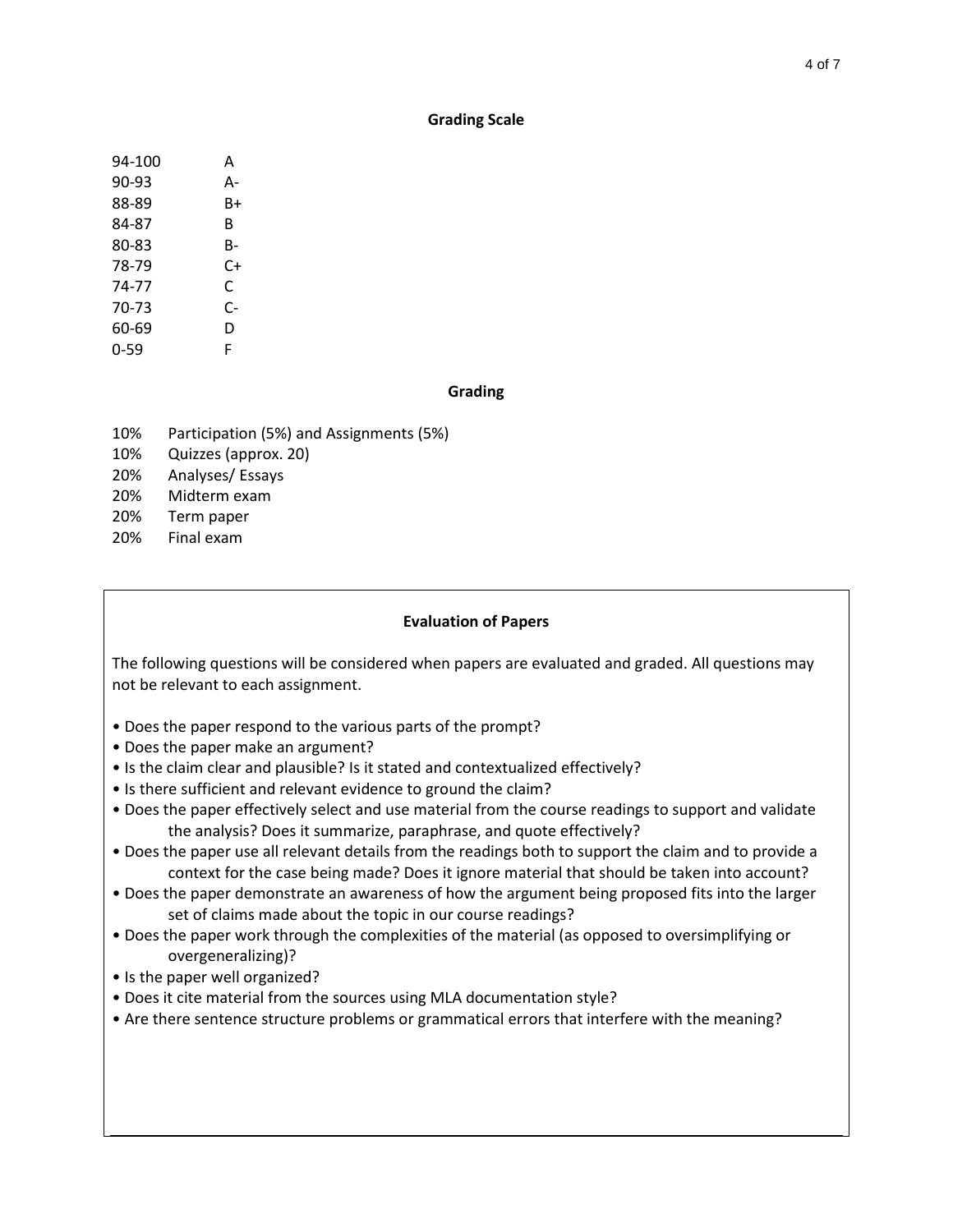## Grading Scale

| | |
|---|---|
| 94-100 | A |
| 90-93 | A- |
| 88-89 | B+ |
| 84-87 | B |
| 80-83 | B- |
| 78-79 | C+ |
| 74-77 | C |
| 70-73 | C- |
| 60-69 | D |
| 0-59 | F |

## Grading

| | |
|---|---|
| 10% | Participation (5%) and Assignments (5%) |
| 10% | Quizzes (approx. 20) |
| 20% | Analyses/ Essays |
| 20% | Midterm exam |
| 20% | Term paper |
| 20% | Final exam |

### Evaluation of Papers

The following questions will be considered when papers are evaluated and graded. All questions may not be relevant to each assignment.

- Does the paper respond to the various parts of the prompt?
- Does the paper make an argument?
- Is the claim clear and plausible? Is it stated and contextualized effectively?
- Is there sufficient and relevant evidence to ground the claim?
- Does the paper effectively select and use material from the course readings to support and validate the analysis? Does it summarize, paraphrase, and quote effectively?
- Does the paper use all relevant details from the readings both to support the claim and to provide a context for the case being made? Does it ignore material that should be taken into account?
- Does the paper demonstrate an awareness of how the argument being proposed fits into the larger set of claims made about the topic in our course readings?
- Does the paper work through the complexities of the material (as opposed to oversimplifying or overgeneralizing)?
- Is the paper well organized?
- Does it cite material from the sources using MLA documentation style?
- Are there sentence structure problems or grammatical errors that interfere with the meaning?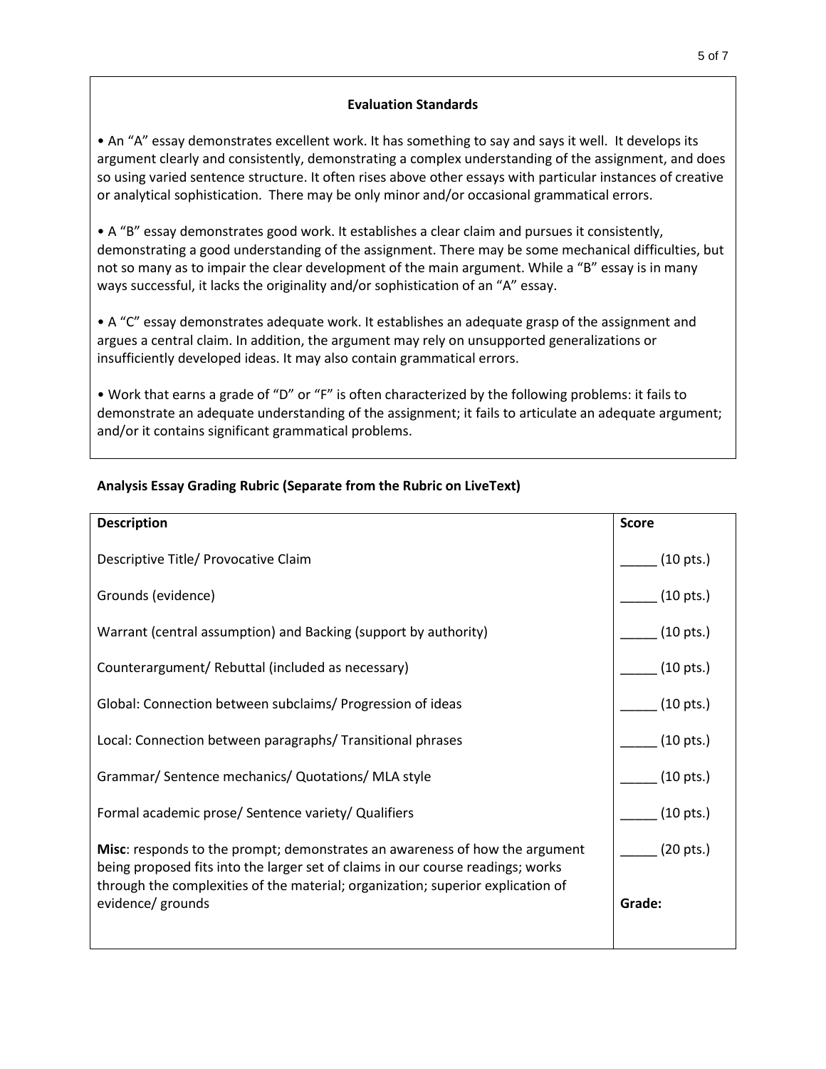### Evaluation Standards

- An "A" essay demonstrates excellent work. It has something to say and says it well. It develops its argument clearly and consistently, demonstrating a complex understanding of the assignment, and does so using varied sentence structure. It often rises above other essays with particular instances of creative or analytical sophistication. There may be only minor and/or occasional grammatical errors.

- A "B" essay demonstrates good work. It establishes a clear claim and pursues it consistently, demonstrating a good understanding of the assignment. There may be some mechanical difficulties, but not so many as to impair the clear development of the main argument. While a "B" essay is in many ways successful, it lacks the originality and/or sophistication of an "A" essay.

- A "C" essay demonstrates adequate work. It establishes an adequate grasp of the assignment and argues a central claim. In addition, the argument may rely on unsupported generalizations or insufficiently developed ideas. It may also contain grammatical errors.

- Work that earns a grade of "D" or "F" is often characterized by the following problems: it fails to demonstrate an adequate understanding of the assignment; it fails to articulate an adequate argument; and/or it contains significant grammatical problems.

**Analysis Essay Grading Rubric (Separate from the Rubric on LiveText)**

| **Description** | **Score** |
|---|---|
| Descriptive Title/ Provocative Claim | _____ (10 pts.) |
| Grounds (evidence) | _____ (10 pts.) |
| Warrant (central assumption) and Backing (support by authority) | _____ (10 pts.) |
| Counterargument/ Rebuttal (included as necessary) | _____ (10 pts.) |
| Global: Connection between subclaims/ Progression of ideas | _____ (10 pts.) |
| Local: Connection between paragraphs/ Transitional phrases | _____ (10 pts.) |
| Grammar/ Sentence mechanics/ Quotations/ MLA style | _____ (10 pts.) |
| Formal academic prose/ Sentence variety/ Qualifiers | _____ (10 pts.) |
| **Misc**: responds to the prompt; demonstrates an awareness of how the argument being proposed fits into the larger set of claims in our course readings; works through the complexities of the material; organization; superior explication of evidence/ grounds | _____ (20 pts.)<br><br>**Grade:** |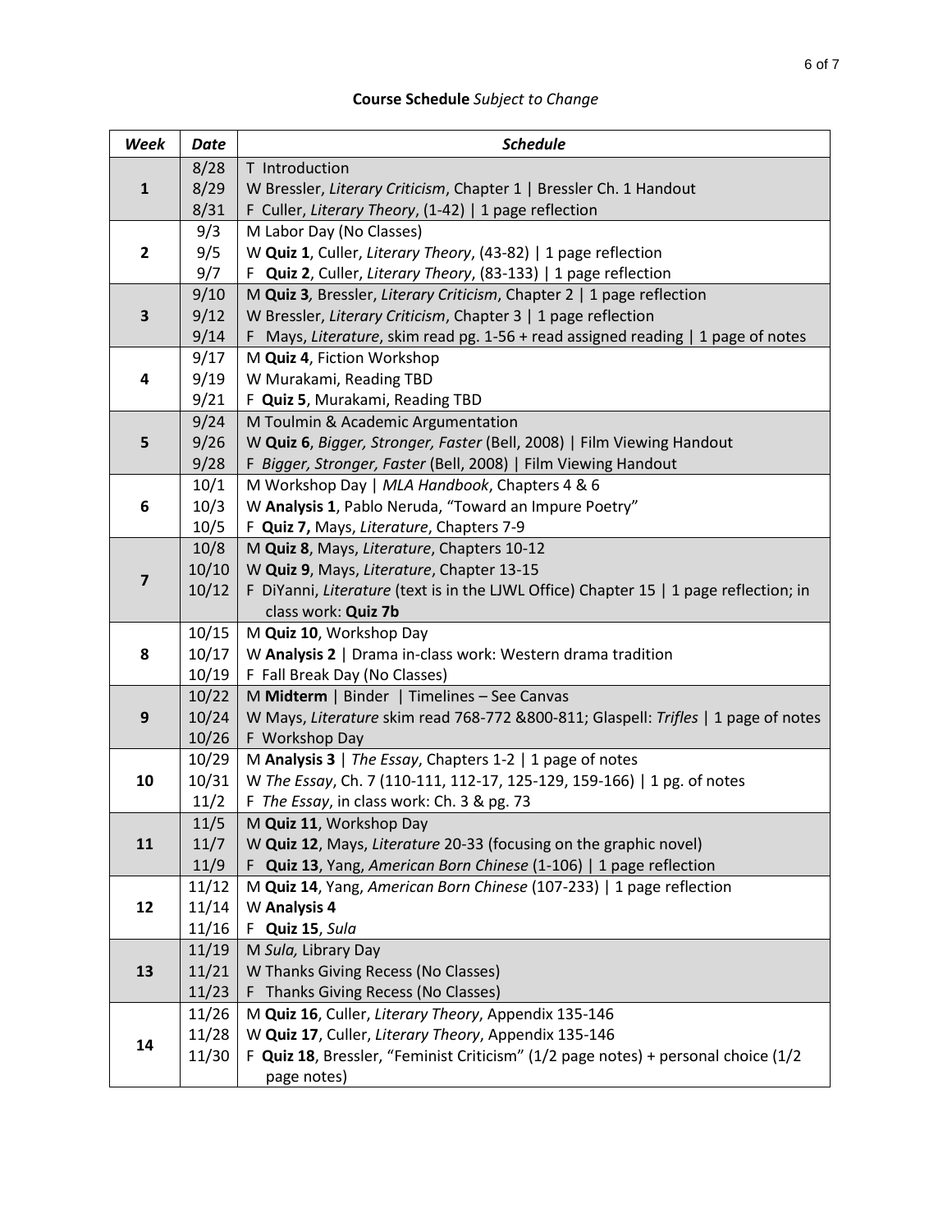**Course Schedule** *Subject to Change*

| *Week* | *Date* | *Schedule* |
|---|---|---|
| 1 | 8/28 | T Introduction |
| | 8/29 | W Bressler, *Literary Criticism*, Chapter 1 \| Bressler Ch. 1 Handout |
| | 8/31 | F Culler, *Literary Theory*, (1-42) \| 1 page reflection |
| 2 | 9/3 | M Labor Day (No Classes) |
| | 9/5 | W **Quiz 1**, Culler, *Literary Theory*, (43-82) \| 1 page reflection |
| | 9/7 | F **Quiz 2**, Culler, *Literary Theory*, (83-133) \| 1 page reflection |
| 3 | 9/10 | M **Quiz 3***,* Bressler, *Literary Criticism*, Chapter 2 \| 1 page reflection |
| | 9/12 | W Bressler, *Literary Criticism*, Chapter 3 \| 1 page reflection |
| | 9/14 | F Mays, *Literature*, skim read pg. 1-56 + read assigned reading \| 1 page of notes |
| 4 | 9/17 | M **Quiz 4**, Fiction Workshop |
| | 9/19 | W Murakami, Reading TBD |
| | 9/21 | F **Quiz 5**, Murakami, Reading TBD |
| 5 | 9/24 | M Toulmin & Academic Argumentation |
| | 9/26 | W **Quiz 6**, *Bigger, Stronger, Faster* (Bell, 2008) \| Film Viewing Handout |
| | 9/28 | F *Bigger, Stronger, Faster* (Bell, 2008) \| Film Viewing Handout |
| 6 | 10/1 | M Workshop Day \| *MLA Handbook*, Chapters 4 & 6 |
| | 10/3 | W **Analysis 1**, Pablo Neruda, "Toward an Impure Poetry" |
| | 10/5 | F **Quiz 7,** Mays, *Literature*, Chapters 7-9 |
| 7 | 10/8 | M **Quiz 8**, Mays, *Literature*, Chapters 10-12 |
| | 10/10 | W **Quiz 9**, Mays, *Literature*, Chapter 13-15 |
| | 10/12 | F DiYanni, *Literature* (text is in the LJWL Office) Chapter 15 \| 1 page reflection; in class work: **Quiz 7b** |
| 8 | 10/15 | M **Quiz 10**, Workshop Day |
| | 10/17 | W **Analysis 2** \| Drama in-class work: Western drama tradition |
| | 10/19 | F Fall Break Day (No Classes) |
| 9 | 10/22 | M **Midterm** \| Binder \| Timelines – See Canvas |
| | 10/24 | W Mays, *Literature* skim read 768-772 &800-811; Glaspell: *Trifles* \| 1 page of notes |
| | 10/26 | F Workshop Day |
| 10 | 10/29 | M **Analysis 3** \| *The Essay*, Chapters 1-2 \| 1 page of notes |
| | 10/31 | W *The Essay*, Ch. 7 (110-111, 112-17, 125-129, 159-166) \| 1 pg. of notes |
| | 11/2 | F *The Essay*, in class work: Ch. 3 & pg. 73 |
| 11 | 11/5 | M **Quiz 11**, Workshop Day |
| | 11/7 | W **Quiz 12**, Mays, *Literature* 20-33 (focusing on the graphic novel) |
| | 11/9 | F **Quiz 13**, Yang, *American Born Chinese* (1-106) \| 1 page reflection |
| 12 | 11/12 | M **Quiz 14**, Yang, *American Born Chinese* (107-233) \| 1 page reflection |
| | 11/14 | W **Analysis 4** |
| | 11/16 | F **Quiz 15**, *Sula* |
| 13 | 11/19 | M *Sula,* Library Day |
| | 11/21 | W Thanks Giving Recess (No Classes) |
| | 11/23 | F Thanks Giving Recess (No Classes) |
| 14 | 11/26 | M **Quiz 16**, Culler, *Literary Theory*, Appendix 135-146 |
| | 11/28 | W **Quiz 17**, Culler, *Literary Theory*, Appendix 135-146 |
| | 11/30 | F **Quiz 18**, Bressler, "Feminist Criticism" (1/2 page notes) + personal choice (1/2 page notes) |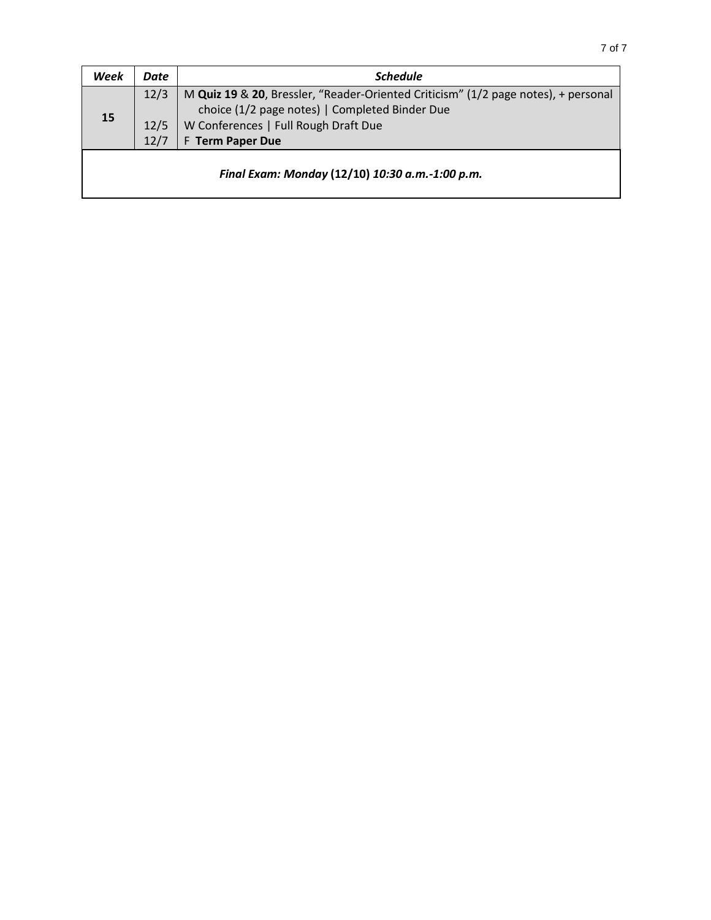| *Week* | *Date* | *Schedule* |
|---|---|---|
| **15** | 12/3 | M **Quiz 19** & **20**, Bressler, "Reader-Oriented Criticism" (1/2 page notes), + personal choice (1/2 page notes) \| Completed Binder Due |
| | 12/5 | W Conferences \| Full Rough Draft Due |
| | 12/7 | F **Term Paper Due** |

***Final Exam: Monday* (12/10) *10:30 a.m.-1:00 p.m.***